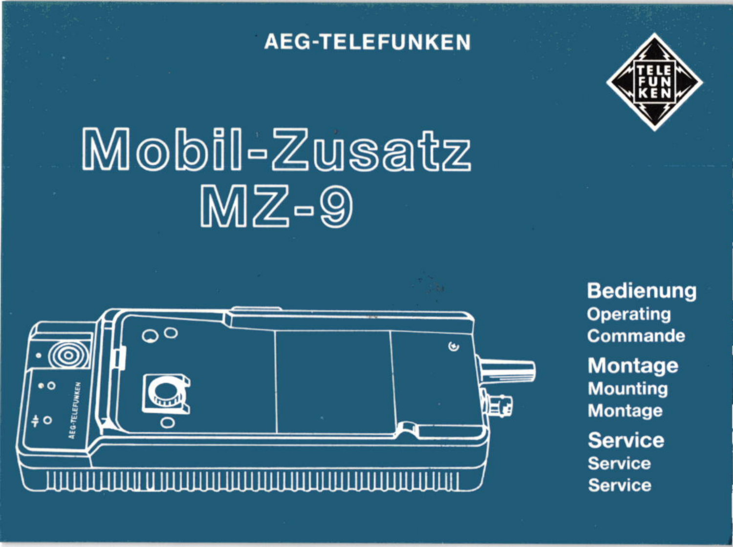AEG-TELEFUNKEN

# Mobil-Zusatz MZ-9

**Bedienung**
Operating
Commande

**Montage**
Mounting
Montage

**Service**
Service
Service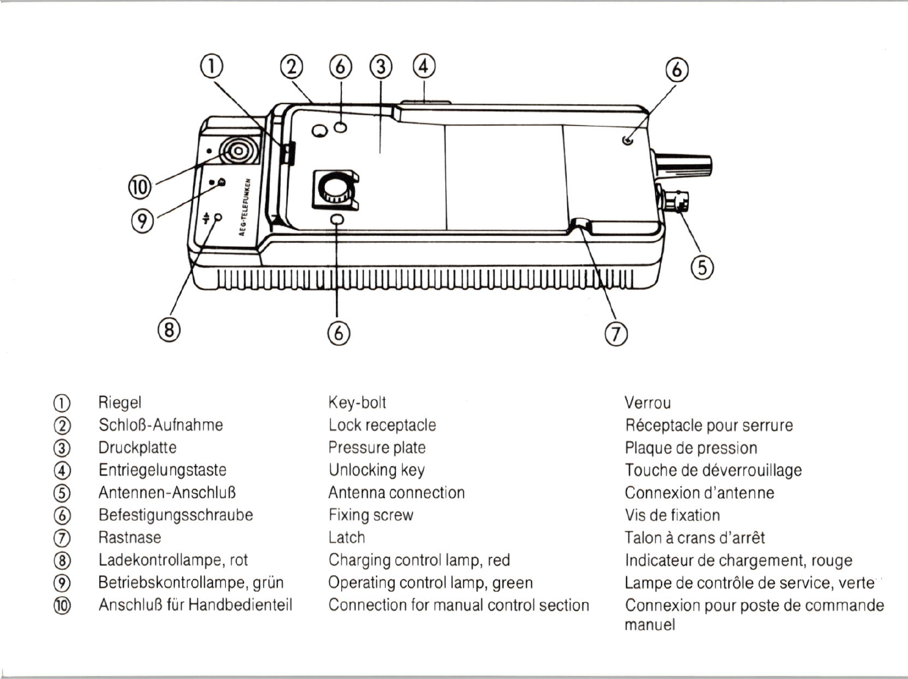| | | | |
|---|---|---|---|
| ① | Riegel | Key-bolt | Verrou |
| ② | Schloß-Aufnahme | Lock receptacle | Réceptacle pour serrure |
| ③ | Druckplatte | Pressure plate | Plaque de pression |
| ④ | Entriegelungstaste | Unlocking key | Touche de déverrouillage |
| ⑤ | Antennen-Anschluß | Antenna connection | Connexion d'antenne |
| ⑥ | Befestigungsschraube | Fixing screw | Vis de fixation |
| ⑦ | Rastnase | Latch | Talon à crans d'arrêt |
| ⑧ | Ladekontrollampe, rot | Charging control lamp, red | Indicateur de chargement, rouge |
| ⑨ | Betriebskontrollampe, grün | Operating control lamp, green | Lampe de contrôle de service, verte |
| ⑩ | Anschluß für Handbedienteil | Connection for manual control section | Connexion pour poste de commande manuel |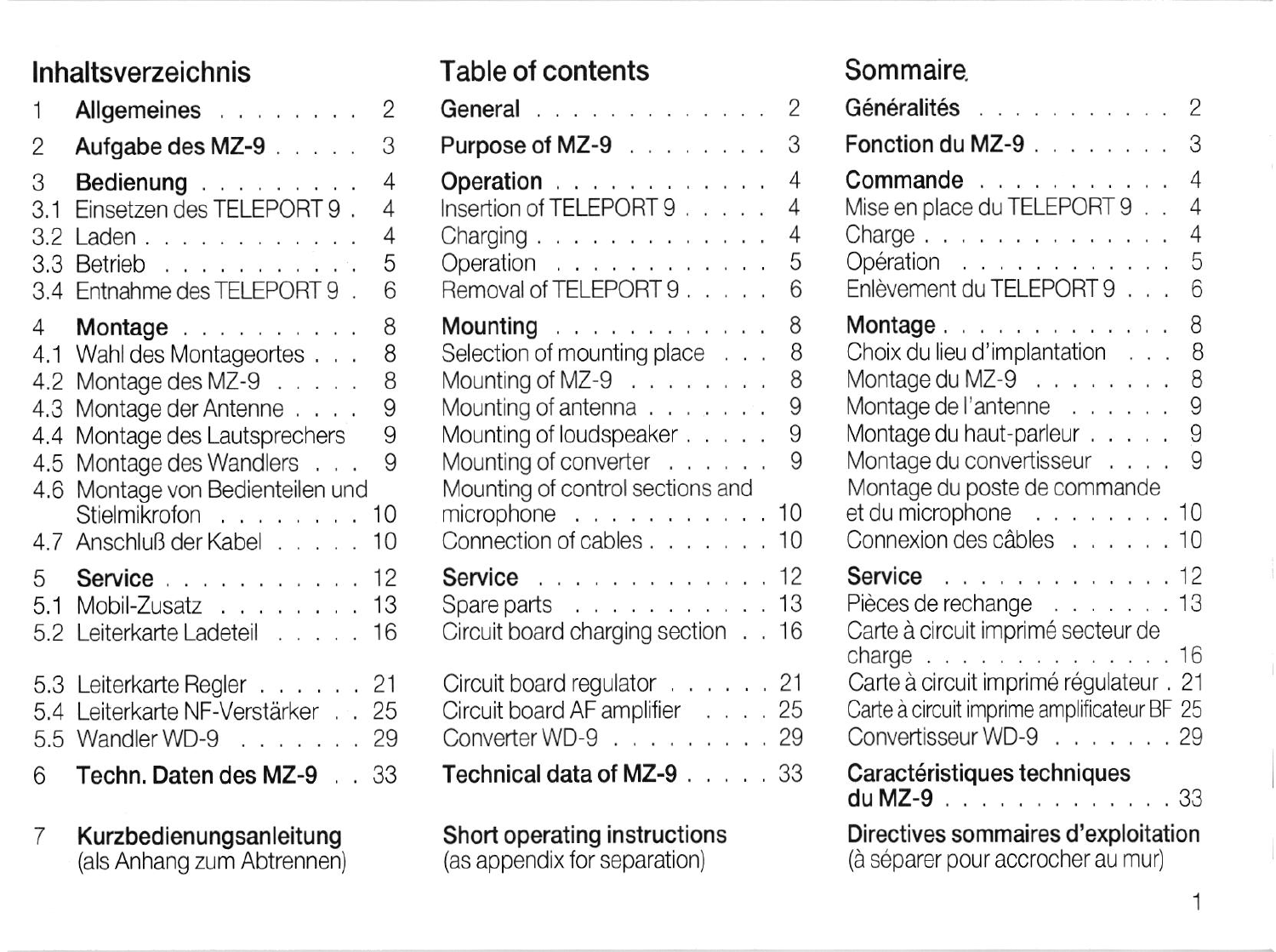## Inhaltsverzeichnis

1 **Allgemeines** . . . . . . . . 2

2 **Aufgabe des MZ-9** . . . . . 3

3 **Bedienung** . . . . . . . . . . 4
3.1 Einsetzen des TELEPORT 9 . 4
3.2 Laden . . . . . . . . . . . . 4
3.3 Betrieb . . . . . . . . . . . 5
3.4 Entnahme des TELEPORT 9 . 6

4 **Montage** . . . . . . . . . . 8
4.1 Wahl des Montageortes . . . 8
4.2 Montage des MZ-9 . . . . . 8
4.3 Montage der Antenne . . . . 9
4.4 Montage des Lautsprechers 9
4.5 Montage des Wandlers . . . 9
4.6 Montage von Bedienteilen und Stielmikrofon . . . . . . . . 10
4.7 Anschluß der Kabel . . . . . 10

5 **Service** . . . . . . . . . . . 12
5.1 Mobil-Zusatz . . . . . . . . 13
5.2 Leiterkarte Ladeteil . . . . . 16
5.3 Leiterkarte Regler . . . . . . 21
5.4 Leiterkarte NF-Verstärker . . 25
5.5 Wandler WD-9 . . . . . . . 29

6 **Techn. Daten des MZ-9** . . 33

7 **Kurzbedienungsanleitung** (als Anhang zum Abtrennen)

## Table of contents

**General** . . . . . . . . . . . . 2

**Purpose of MZ-9** . . . . . . . . 3

**Operation** . . . . . . . . . . . 4
Insertion of TELEPORT 9 . . . . . 4
Charging . . . . . . . . . . . . . 4
Operation . . . . . . . . . . . . 5
Removal of TELEPORT 9 . . . . . 6

**Mounting** . . . . . . . . . . . 8
Selection of mounting place . . . 8
Mounting of MZ-9 . . . . . . . . 8
Mounting of antenna . . . . . . . 9
Mounting of loudspeaker . . . . . 9
Mounting of converter . . . . . . 9
Mounting of control sections and microphone . . . . . . . . . . . 10
Connection of cables . . . . . . . 10

**Service** . . . . . . . . . . . . 12
Spare parts . . . . . . . . . . . 13
Circuit board charging section . . 16
Circuit board regulator . . . . . . 21
Circuit board AF amplifier . . . . 25
Converter WD-9 . . . . . . . . . 29

**Technical data of MZ-9** . . . . . 33

**Short operating instructions** (as appendix for separation)

## Sommaire

**Généralités** . . . . . . . . . . . 2

**Fonction du MZ-9** . . . . . . . . 3

**Commande** . . . . . . . . . . . 4
Mise en place du TELEPORT 9 . . 4
Charge . . . . . . . . . . . . . . 4
Opération . . . . . . . . . . . . 5
Enlèvement du TELEPORT 9 . . . 6

**Montage** . . . . . . . . . . . . 8
Choix du lieu d'implantation . . . 8
Montage du MZ-9 . . . . . . . . 8
Montage de l'antenne . . . . . . 9
Montage du haut-parleur . . . . . 9
Montage du convertisseur . . . . 9
Montage du poste de commande et du microphone . . . . . . . . 10
Connexion des câbles . . . . . . 10

**Service** . . . . . . . . . . . . 12
Pièces de rechange . . . . . . . 13
Carte à circuit imprimé secteur de charge . . . . . . . . . . . . . 16
Carte à circuit imprimé régulateur . 21
Carte à circuit imprime amplificateur BF 25
Convertisseur WD-9 . . . . . . . 29

**Caractéristiques techniques du MZ-9** . . . . . . . . . . . . . 33

**Directives sommaires d'exploitation** (à séparer pour accrocher au mur)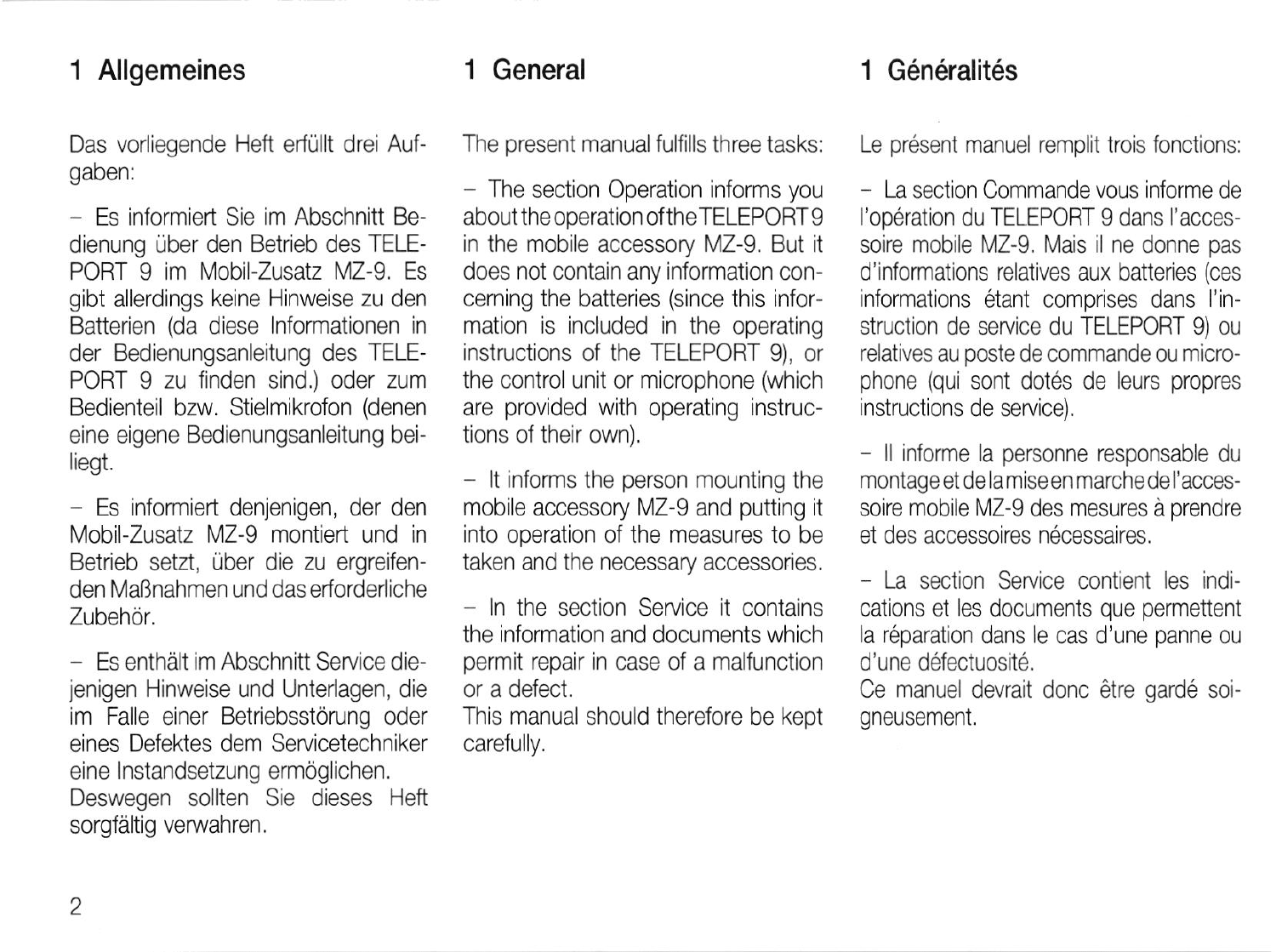# 1 Allgemeines

Das vorliegende Heft erfüllt drei Aufgaben:

- Es informiert Sie im Abschnitt Bedienung über den Betrieb des TELEPORT 9 im Mobil-Zusatz MZ-9. Es gibt allerdings keine Hinweise zu den Batterien (da diese Informationen in der Bedienungsanleitung des TELEPORT 9 zu finden sind.) oder zum Bedienteil bzw. Stielmikrofon (denen eine eigene Bedienungsanleitung beiliegt.

- Es informiert denjenigen, der den Mobil-Zusatz MZ-9 montiert und in Betrieb setzt, über die zu ergreifenden Maßnahmen und das erforderliche Zubehör.

- Es enthält im Abschnitt Service diejenigen Hinweise und Unterlagen, die im Falle einer Betriebsstörung oder eines Defektes dem Servicetechniker eine Instandsetzung ermöglichen.

Deswegen sollten Sie dieses Heft sorgfältig verwahren.

# 1 General

The present manual fulfills three tasks:

- The section Operation informs you about the operation of the TELEPORT 9 in the mobile accessory MZ-9. But it does not contain any information concerning the batteries (since this information is included in the operating instructions of the TELEPORT 9), or the control unit or microphone (which are provided with operating instructions of their own).

- It informs the person mounting the mobile accessory MZ-9 and putting it into operation of the measures to be taken and the necessary accessories.

- In the section Service it contains the information and documents which permit repair in case of a malfunction or a defect.

This manual should therefore be kept carefully.

# 1 Généralités

Le présent manuel remplit trois fonctions:

- La section Commande vous informe de l'opération du TELEPORT 9 dans l'accessoire mobile MZ-9. Mais il ne donne pas d'informations relatives aux batteries (ces informations étant comprises dans l'instruction de service du TELEPORT 9) ou relatives au poste de commande ou microphone (qui sont dotés de leurs propres instructions de service).

- Il informe la personne responsable du montage et de la mise en marche de l'accessoire mobile MZ-9 des mesures à prendre et des accessoires nécessaires.

- La section Service contient les indications et les documents que permettent la réparation dans le cas d'une panne ou d'une défectuosité.

Ce manuel devrait donc être gardé soigneusement.